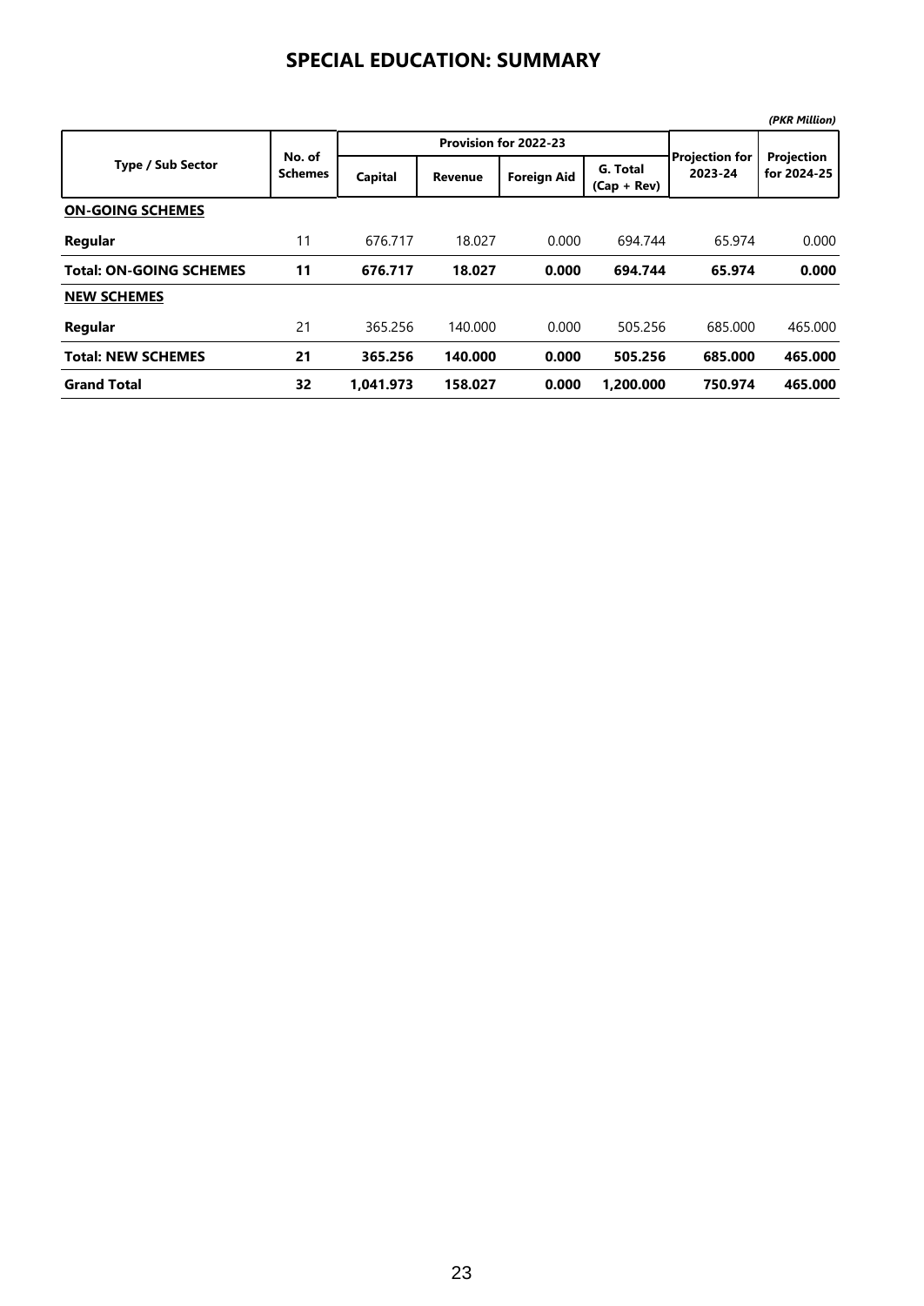# SPECIAL EDUCATION: SUMMARY

*(PKR Million)*

| Type / Sub Sector | No. of Schemes | Provision for 2022-23 | | | | Projection for 2023-24 | Projection for 2024-25 |
|---|---|---|---|---|---|---|---|
| | | Capital | Revenue | Foreign Aid | G. Total (Cap + Rev) | | |
| **ON-GOING SCHEMES** | | | | | | | |
| **Regular** | 11 | 676.717 | 18.027 | 0.000 | 694.744 | 65.974 | 0.000 |
| **Total: ON-GOING SCHEMES** | **11** | **676.717** | **18.027** | **0.000** | **694.744** | **65.974** | **0.000** |
| **NEW SCHEMES** | | | | | | | |
| **Regular** | 21 | 365.256 | 140.000 | 0.000 | 505.256 | 685.000 | 465.000 |
| **Total: NEW SCHEMES** | **21** | **365.256** | **140.000** | **0.000** | **505.256** | **685.000** | **465.000** |
| **Grand Total** | **32** | **1,041.973** | **158.027** | **0.000** | **1,200.000** | **750.974** | **465.000** |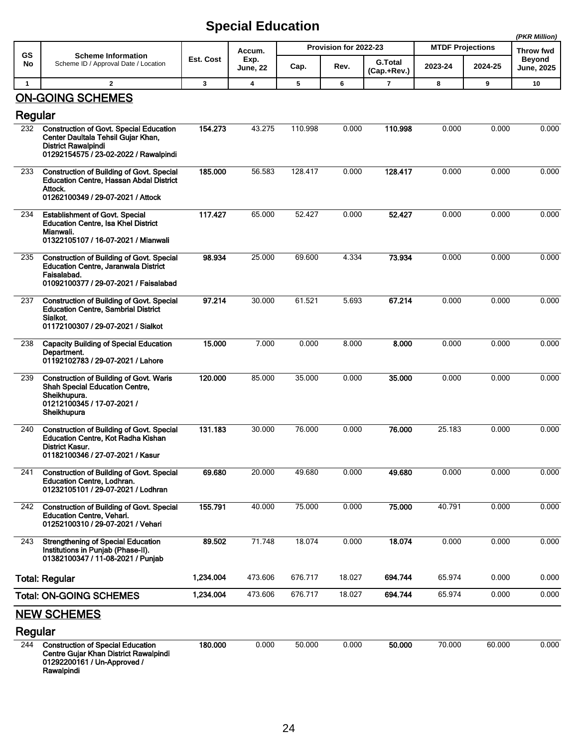# Special Education

*(PKR Million)*

| GS No | Scheme Information<br>Scheme ID / Approval Date / Location | Est. Cost | Accum. Exp. June, 22 | Provision for 2022-23 | | | MTDF Projections | | Throw fwd Beyond June, 2025 |
|---|---|---|---|---|---|---|---|---|---|
| | | | | Cap. | Rev. | G.Total (Cap.+Rev.) | 2023-24 | 2024-25 | |
| 1 | 2 | 3 | 4 | 5 | 6 | 7 | 8 | 9 | 10 |
| | **ON-GOING SCHEMES** | | | | | | | | |
| | **Regular** | | | | | | | | |
| 232 | **Construction of Govt. Special Education Center Daultala Tehsil Gujar Khan, District Rawalpindi<br>01292154575 / 23-02-2022 / Rawalpindi** | **154.273** | 43.275 | 110.998 | 0.000 | **110.998** | 0.000 | 0.000 | 0.000 |
| 233 | **Construction of Building of Govt. Special Education Centre, Hassan Abdal District Attock.<br>01262100349 / 29-07-2021 / Attock** | **185.000** | 56.583 | 128.417 | 0.000 | **128.417** | 0.000 | 0.000 | 0.000 |
| 234 | **Establishment of Govt. Special Education Centre, Isa Khel District Mianwali.<br>01322105107 / 16-07-2021 / Mianwali** | **117.427** | 65.000 | 52.427 | 0.000 | **52.427** | 0.000 | 0.000 | 0.000 |
| 235 | **Construction of Building of Govt. Special Education Centre, Jaranwala District Faisalabad.<br>01092100377 / 29-07-2021 / Faisalabad** | **98.934** | 25.000 | 69.600 | 4.334 | **73.934** | 0.000 | 0.000 | 0.000 |
| 237 | **Construction of Building of Govt. Special Education Centre, Sambrial District Sialkot.<br>01172100307 / 29-07-2021 / Sialkot** | **97.214** | 30.000 | 61.521 | 5.693 | **67.214** | 0.000 | 0.000 | 0.000 |
| 238 | **Capacity Building of Special Education Department.<br>01192102783 / 29-07-2021 / Lahore** | **15.000** | 7.000 | 0.000 | 8.000 | **8.000** | 0.000 | 0.000 | 0.000 |
| 239 | **Construction of Building of Govt. Waris Shah Special Education Centre, Sheikhupura.<br>01212100345 / 17-07-2021 / Sheikhupura** | **120.000** | 85.000 | 35.000 | 0.000 | **35.000** | 0.000 | 0.000 | 0.000 |
| 240 | **Construction of Building of Govt. Special Education Centre, Kot Radha Kishan District Kasur.<br>01182100346 / 27-07-2021 / Kasur** | **131.183** | 30.000 | 76.000 | 0.000 | **76.000** | 25.183 | 0.000 | 0.000 |
| 241 | **Construction of Building of Govt. Special Education Centre, Lodhran.<br>01232105101 / 29-07-2021 / Lodhran** | **69.680** | 20.000 | 49.680 | 0.000 | **49.680** | 0.000 | 0.000 | 0.000 |
| 242 | **Construction of Building of Govt. Special Education Centre, Vehari.<br>01252100310 / 29-07-2021 / Vehari** | **155.791** | 40.000 | 75.000 | 0.000 | **75.000** | 40.791 | 0.000 | 0.000 |
| 243 | **Strengthening of Special Education Institutions in Punjab (Phase-II).<br>01382100347 / 11-08-2021 / Punjab** | **89.502** | 71.748 | 18.074 | 0.000 | **18.074** | 0.000 | 0.000 | 0.000 |
| | **Total: Regular** | **1,234.004** | 473.606 | 676.717 | 18.027 | **694.744** | 65.974 | 0.000 | 0.000 |
| | **Total: ON-GOING SCHEMES** | **1,234.004** | 473.606 | 676.717 | 18.027 | **694.744** | 65.974 | 0.000 | 0.000 |
| | **NEW SCHEMES** | | | | | | | | |
| | **Regular** | | | | | | | | |
| 244 | **Construction of Special Education Centre Gujar Khan District Rawalpindi<br>01292200161 / Un-Approved / Rawalpindi** | **180.000** | 0.000 | 50.000 | 0.000 | **50.000** | 70.000 | 60.000 | 0.000 |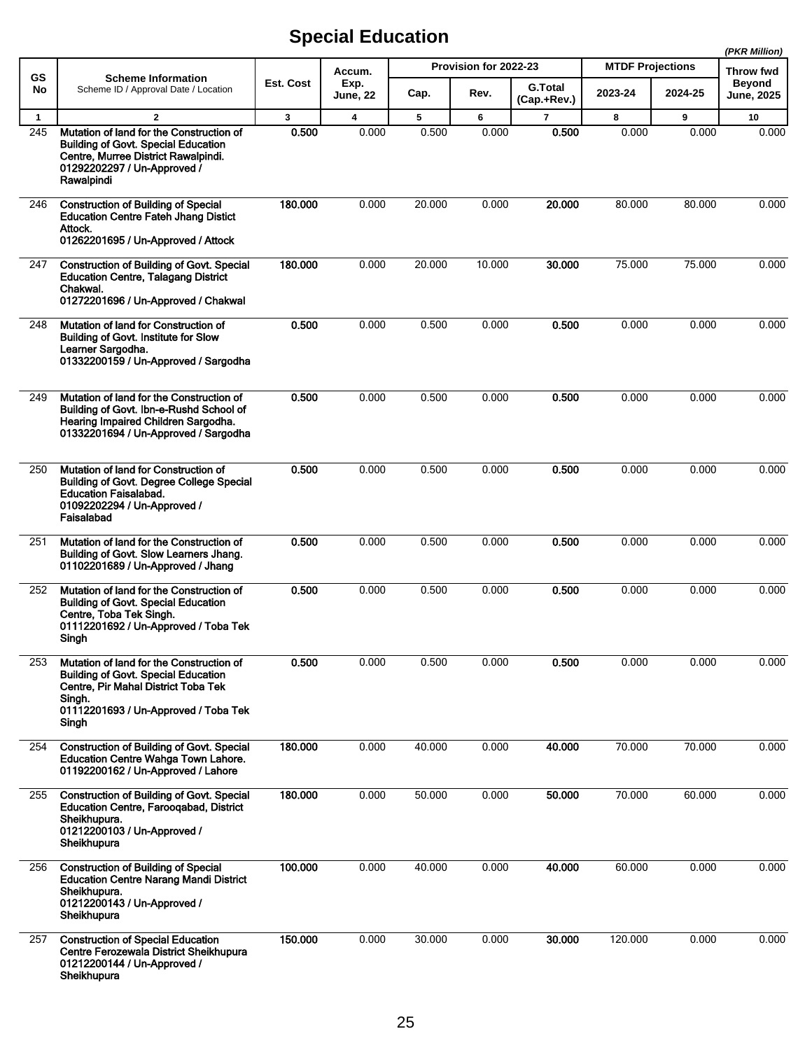# Special Education

*(PKR Million)*

| GS No | Scheme Information<br>Scheme ID / Approval Date / Location | Est. Cost | Accum. Exp. June, 22 | Provision for 2022-23 | | | MTDF Projections | | Throw fwd Beyond June, 2025 |
|---|---|---|---|---|---|---|---|---|---|
| | | | | Cap. | Rev. | G.Total (Cap.+Rev.) | 2023-24 | 2024-25 | |
| 1 | 2 | 3 | 4 | 5 | 6 | 7 | 8 | 9 | 10 |
| 245 | **Mutation of land for the Construction of Building of Govt. Special Education Centre, Murree District Rawalpindi.<br>01292202297 / Un-Approved / Rawalpindi** | **0.500** | 0.000 | 0.500 | 0.000 | **0.500** | 0.000 | 0.000 | 0.000 |
| 246 | **Construction of Building of Special Education Centre Fateh Jhang Distict Attock.<br>01262201695 / Un-Approved / Attock** | **180.000** | 0.000 | 20.000 | 0.000 | **20.000** | 80.000 | 80.000 | 0.000 |
| 247 | **Construction of Building of Govt. Special Education Centre, Talagang District Chakwal.<br>01272201696 / Un-Approved / Chakwal** | **180.000** | 0.000 | 20.000 | 10.000 | **30.000** | 75.000 | 75.000 | 0.000 |
| 248 | **Mutation of land for Construction of Building of Govt. Institute for Slow Learner Sargodha.<br>01332200159 / Un-Approved / Sargodha** | **0.500** | 0.000 | 0.500 | 0.000 | **0.500** | 0.000 | 0.000 | 0.000 |
| 249 | **Mutation of land for the Construction of Building of Govt. Ibn-e-Rushd School of Hearing Impaired Children Sargodha.<br>01332201694 / Un-Approved / Sargodha** | **0.500** | 0.000 | 0.500 | 0.000 | **0.500** | 0.000 | 0.000 | 0.000 |
| 250 | **Mutation of land for Construction of Building of Govt. Degree College Special Education Faisalabad.<br>01092202294 / Un-Approved / Faisalabad** | **0.500** | 0.000 | 0.500 | 0.000 | **0.500** | 0.000 | 0.000 | 0.000 |
| 251 | **Mutation of land for the Construction of Building of Govt. Slow Learners Jhang.<br>01102201689 / Un-Approved / Jhang** | **0.500** | 0.000 | 0.500 | 0.000 | **0.500** | 0.000 | 0.000 | 0.000 |
| 252 | **Mutation of land for the Construction of Building of Govt. Special Education Centre, Toba Tek Singh.<br>01112201692 / Un-Approved / Toba Tek Singh** | **0.500** | 0.000 | 0.500 | 0.000 | **0.500** | 0.000 | 0.000 | 0.000 |
| 253 | **Mutation of land for the Construction of Building of Govt. Special Education Centre, Pir Mahal District Toba Tek Singh.<br>01112201693 / Un-Approved / Toba Tek Singh** | **0.500** | 0.000 | 0.500 | 0.000 | **0.500** | 0.000 | 0.000 | 0.000 |
| 254 | **Construction of Building of Govt. Special Education Centre Wahga Town Lahore.<br>01192200162 / Un-Approved / Lahore** | **180.000** | 0.000 | 40.000 | 0.000 | **40.000** | 70.000 | 70.000 | 0.000 |
| 255 | **Construction of Building of Govt. Special Education Centre, Farooqabad, District Sheikhupura.<br>01212200103 / Un-Approved / Sheikhupura** | **180.000** | 0.000 | 50.000 | 0.000 | **50.000** | 70.000 | 60.000 | 0.000 |
| 256 | **Construction of Building of Special Education Centre Narang Mandi District Sheikhupura.<br>01212200143 / Un-Approved / Sheikhupura** | **100.000** | 0.000 | 40.000 | 0.000 | **40.000** | 60.000 | 0.000 | 0.000 |
| 257 | **Construction of Special Education Centre Ferozewala District Sheikhupura<br>01212200144 / Un-Approved / Sheikhupura** | **150.000** | 0.000 | 30.000 | 0.000 | **30.000** | 120.000 | 0.000 | 0.000 |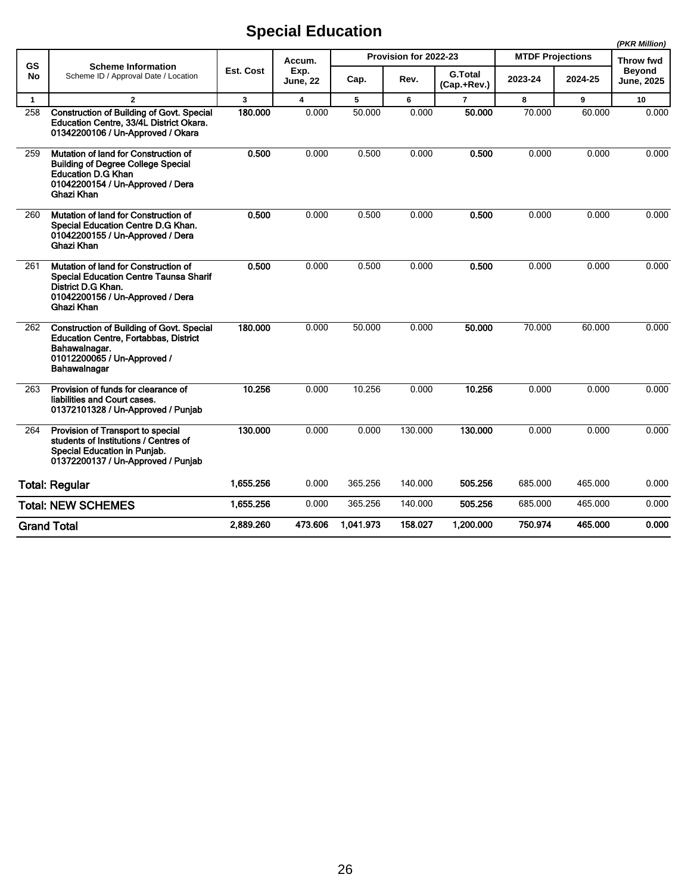# Special Education

*(PKR Million)*

| GS No | Scheme Information<br>Scheme ID / Approval Date / Location | Est. Cost | Accum. Exp. June, 22 | Provision for 2022-23 | | | MTDF Projections | | Throw fwd Beyond June, 2025 |
|---|---|---|---|---|---|---|---|---|---|
| | | | | Cap. | Rev. | G.Total (Cap.+Rev.) | 2023-24 | 2024-25 | |
| 1 | 2 | 3 | 4 | 5 | 6 | 7 | 8 | 9 | 10 |
| 258 | **Construction of Building of Govt. Special Education Centre, 33/4L District Okara.**<br>**01342200106 / Un-Approved / Okara** | **180.000** | 0.000 | 50.000 | 0.000 | **50.000** | 70.000 | 60.000 | 0.000 |
| 259 | **Mutation of land for Construction of Building of Degree College Special Education D.G Khan**<br>**01042200154 / Un-Approved / Dera Ghazi Khan** | **0.500** | 0.000 | 0.500 | 0.000 | **0.500** | 0.000 | 0.000 | 0.000 |
| 260 | **Mutation of land for Construction of Special Education Centre D.G Khan.**<br>**01042200155 / Un-Approved / Dera Ghazi Khan** | **0.500** | 0.000 | 0.500 | 0.000 | **0.500** | 0.000 | 0.000 | 0.000 |
| 261 | **Mutation of land for Construction of Special Education Centre Taunsa Sharif District D.G Khan.**<br>**01042200156 / Un-Approved / Dera Ghazi Khan** | **0.500** | 0.000 | 0.500 | 0.000 | **0.500** | 0.000 | 0.000 | 0.000 |
| 262 | **Construction of Building of Govt. Special Education Centre, Fortabbas, District Bahawalnagar.**<br>**01012200065 / Un-Approved / Bahawalnagar** | **180.000** | 0.000 | 50.000 | 0.000 | **50.000** | 70.000 | 60.000 | 0.000 |
| 263 | **Provision of funds for clearance of liabilities and Court cases.**<br>**01372101328 / Un-Approved / Punjab** | **10.256** | 0.000 | 10.256 | 0.000 | **10.256** | 0.000 | 0.000 | 0.000 |
| 264 | **Provision of Transport to special students of Institutions / Centres of Special Education in Punjab.**<br>**01372200137 / Un-Approved / Punjab** | **130.000** | 0.000 | 0.000 | 130.000 | **130.000** | 0.000 | 0.000 | 0.000 |
| **Total: Regular** | | **1,655.256** | 0.000 | 365.256 | 140.000 | **505.256** | 685.000 | 465.000 | 0.000 |
| **Total: NEW SCHEMES** | | **1,655.256** | 0.000 | 365.256 | 140.000 | **505.256** | 685.000 | 465.000 | 0.000 |
| **Grand Total** | | **2,889.260** | **473.606** | **1,041.973** | **158.027** | **1,200.000** | **750.974** | **465.000** | **0.000** |